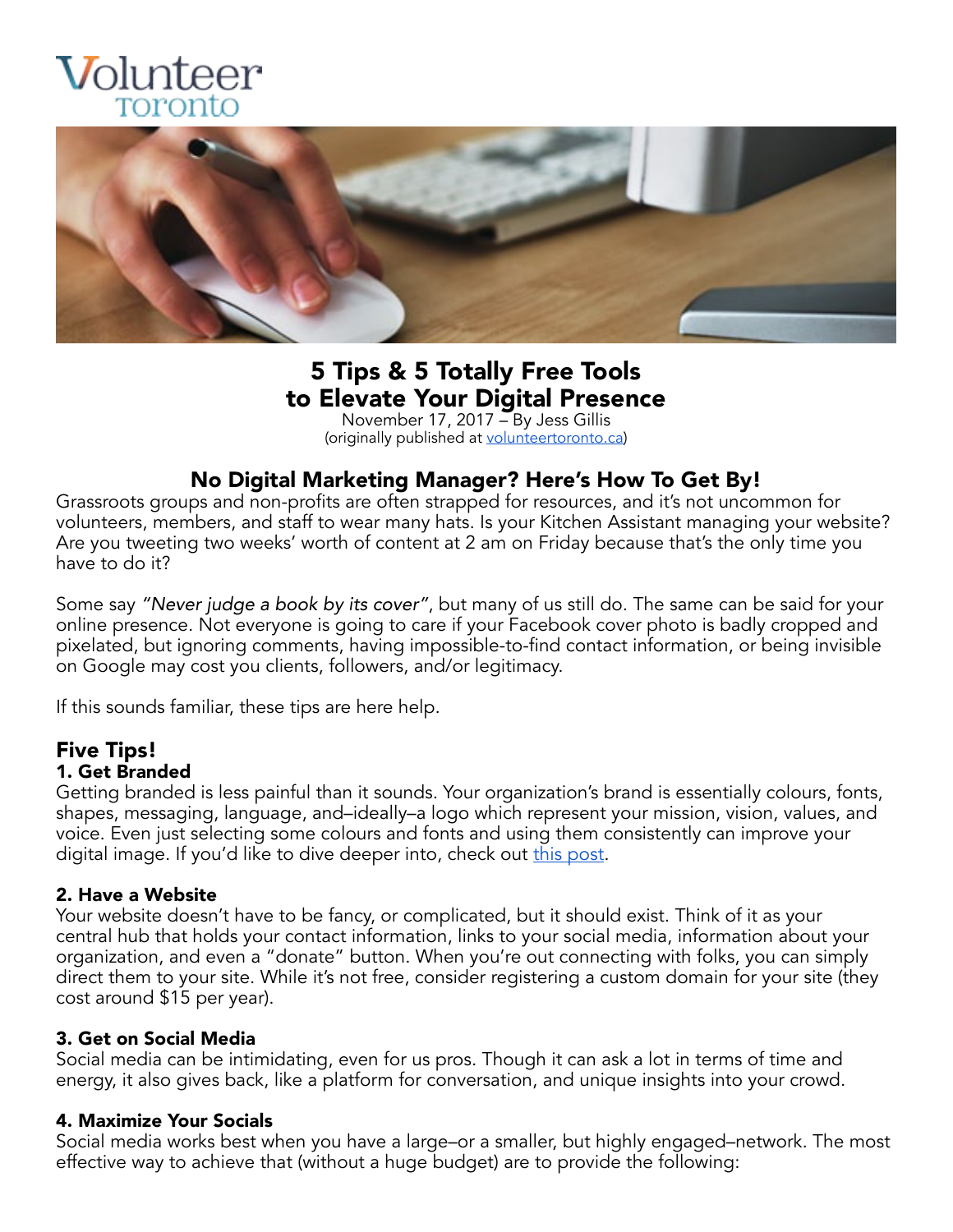Volunteer Toronto

# 5 Tips & 5 Totally Free Tools to Elevate Your Digital Presence

November 17, 2017 – By Jess Gillis
(originally published at [volunteertoronto.ca](volunteertoronto.ca))

## No Digital Marketing Manager? Here's How To Get By!

Grassroots groups and non-profits are often strapped for resources, and it's not uncommon for volunteers, members, and staff to wear many hats. Is your Kitchen Assistant managing your website? Are you tweeting two weeks' worth of content at 2 am on Friday because that's the only time you have to do it?

Some say *"Never judge a book by its cover"*, but many of us still do. The same can be said for your online presence. Not everyone is going to care if your Facebook cover photo is badly cropped and pixelated, but ignoring comments, having impossible-to-find contact information, or being invisible on Google may cost you clients, followers, and/or legitimacy.

If this sounds familiar, these tips are here help.

## Five Tips!

### 1. Get Branded

Getting branded is less painful than it sounds. Your organization's brand is essentially colours, fonts, shapes, messaging, language, and–ideally–a logo which represent your mission, vision, values, and voice. Even just selecting some colours and fonts and using them consistently can improve your digital image. If you'd like to dive deeper into, check out [this post](this post).

### 2. Have a Website

Your website doesn't have to be fancy, or complicated, but it should exist. Think of it as your central hub that holds your contact information, links to your social media, information about your organization, and even a "donate" button. When you're out connecting with folks, you can simply direct them to your site. While it's not free, consider registering a custom domain for your site (they cost around $15 per year).

### 3. Get on Social Media

Social media can be intimidating, even for us pros. Though it can ask a lot in terms of time and energy, it also gives back, like a platform for conversation, and unique insights into your crowd.

### 4. Maximize Your Socials

Social media works best when you have a large–or a smaller, but highly engaged–network. The most effective way to achieve that (without a huge budget) are to provide the following: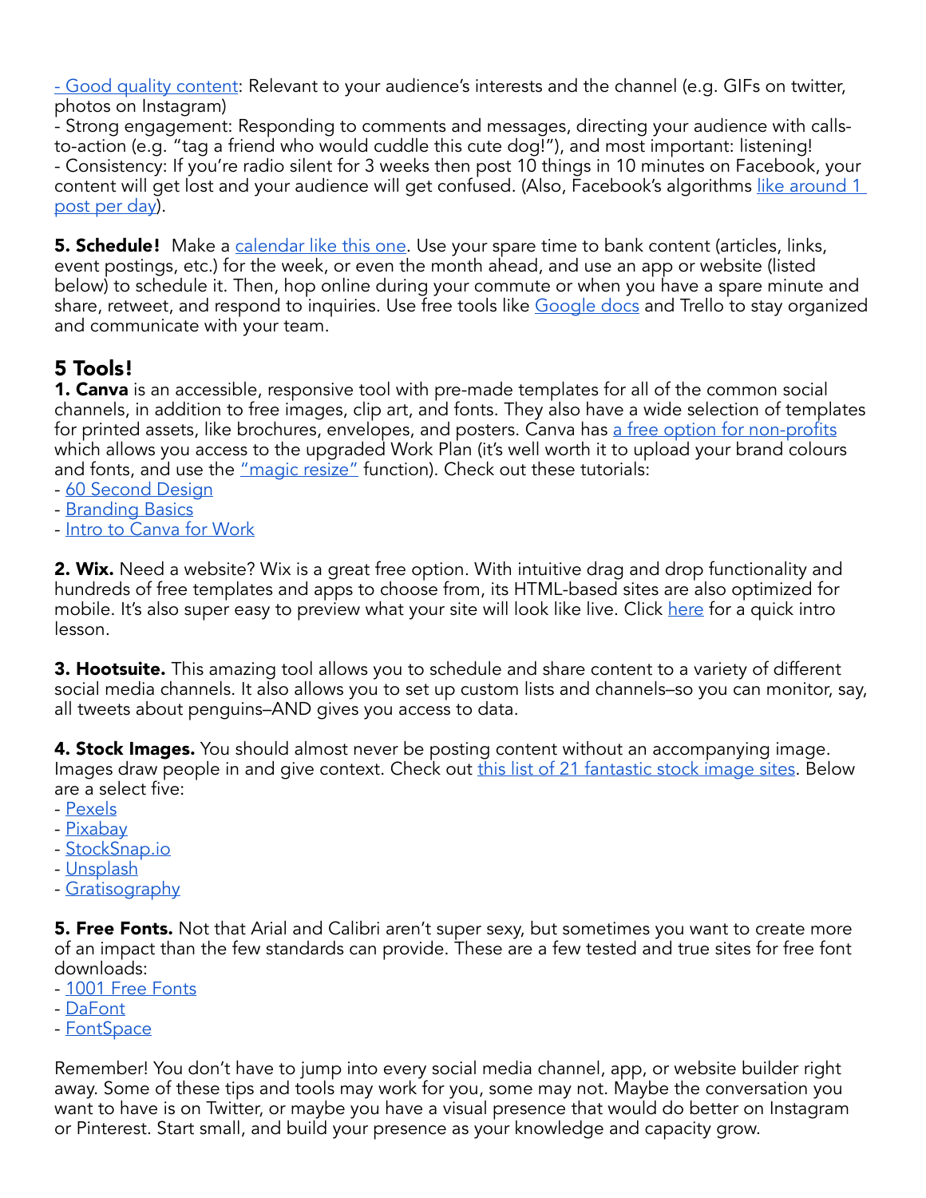- Good quality content: Relevant to your audience's interests and the channel (e.g. GIFs on twitter, photos on Instagram)
- Strong engagement: Responding to comments and messages, directing your audience with calls-to-action (e.g. "tag a friend who would cuddle this cute dog!"), and most important: listening!
- Consistency: If you're radio silent for 3 weeks then post 10 things in 10 minutes on Facebook, your content will get lost and your audience will get confused. (Also, Facebook's algorithms like around 1 post per day).

**5. Schedule!** Make a calendar like this one. Use your spare time to bank content (articles, links, event postings, etc.) for the week, or even the month ahead, and use an app or website (listed below) to schedule it. Then, hop online during your commute or when you have a spare minute and share, retweet, and respond to inquiries. Use free tools like Google docs and Trello to stay organized and communicate with your team.

## 5 Tools!

**1. Canva** is an accessible, responsive tool with pre-made templates for all of the common social channels, in addition to free images, clip art, and fonts. They also have a wide selection of templates for printed assets, like brochures, envelopes, and posters. Canva has a free option for non-profits which allows you access to the upgraded Work Plan (it's well worth it to upload your brand colours and fonts, and use the "magic resize" function). Check out these tutorials:
- 60 Second Design
- Branding Basics
- Intro to Canva for Work

**2. Wix.** Need a website? Wix is a great free option. With intuitive drag and drop functionality and hundreds of free templates and apps to choose from, its HTML-based sites are also optimized for mobile. It's also super easy to preview what your site will look like live. Click here for a quick intro lesson.

**3. Hootsuite.** This amazing tool allows you to schedule and share content to a variety of different social media channels. It also allows you to set up custom lists and channels–so you can monitor, say, all tweets about penguins–AND gives you access to data.

**4. Stock Images.** You should almost never be posting content without an accompanying image. Images draw people in and give context. Check out this list of 21 fantastic stock image sites. Below are a select five:
- Pexels
- Pixabay
- StockSnap.io
- Unsplash
- Gratisography

**5. Free Fonts.** Not that Arial and Calibri aren't super sexy, but sometimes you want to create more of an impact than the few standards can provide. These are a few tested and true sites for free font downloads:
- 1001 Free Fonts
- DaFont
- FontSpace

Remember! You don't have to jump into every social media channel, app, or website builder right away. Some of these tips and tools may work for you, some may not. Maybe the conversation you want to have is on Twitter, or maybe you have a visual presence that would do better on Instagram or Pinterest. Start small, and build your presence as your knowledge and capacity grow.